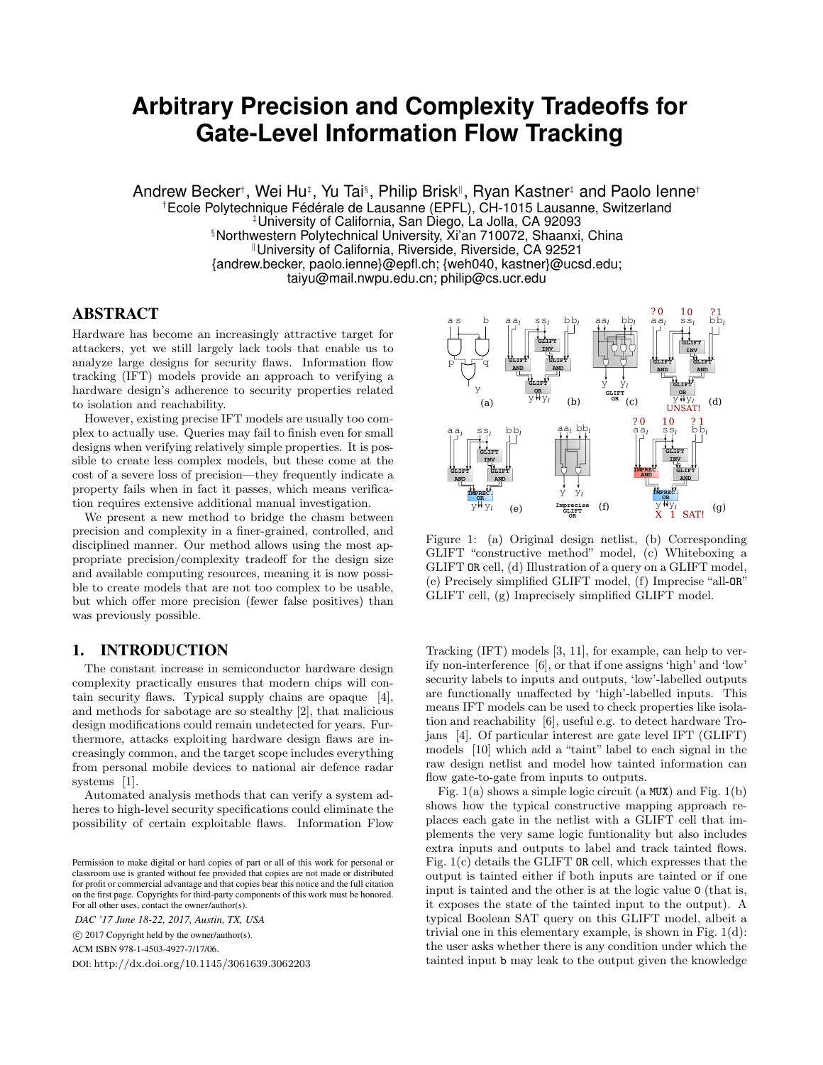# Arbitrary Precision and Complexity Tradeoffs for Gate-Level Information Flow Tracking

Andrew Becker[†], Wei Hu[‡], Yu Tai[§], Philip Brisk[‖], Ryan Kastner[‡] and Paolo Ienne[†]

[†]Ecole Polytechnique Fédérale de Lausanne (EPFL), CH-1015 Lausanne, Switzerland
[‡]University of California, San Diego, La Jolla, CA 92093
[§]Northwestern Polytechnical University, Xi'an 710072, Shaanxi, China
[‖]University of California, Riverside, Riverside, CA 92521
{andrew.becker, paolo.ienne}@epfl.ch; {weh040, kastner}@ucsd.edu;
taiyu@mail.nwpu.edu.cn; philip@cs.ucr.edu

## ABSTRACT

Hardware has become an increasingly attractive target for attackers, yet we still largely lack tools that enable us to analyze large designs for security flaws. Information flow tracking (IFT) models provide an approach to verifying a hardware design's adherence to security properties related to isolation and reachability.

However, existing precise IFT models are usually too complex to actually use. Queries may fail to finish even for small designs when verifying relatively simple properties. It is possible to create less complex models, but these come at the cost of a severe loss of precision—they frequently indicate a property fails when in fact it passes, which means verification requires extensive additional manual investigation.

We present a new method to bridge the chasm between precision and complexity in a finer-grained, controlled, and disciplined manner. Our method allows using the most appropriate precision/complexity tradeoff for the design size and available computing resources, meaning it is now possible to create models that are not too complex to be usable, but which offer more precision (fewer false positives) than was previously possible.

Figure 1: (a) Original design netlist, (b) Corresponding GLIFT "constructive method" model, (c) Whiteboxing a GLIFT OR cell, (d) Illustration of a query on a GLIFT model, (e) Precisely simplified GLIFT model, (f) Imprecise "all-OR" GLIFT cell, (g) Imprecisely simplified GLIFT model.

## 1. INTRODUCTION

The constant increase in semiconductor hardware design complexity practically ensures that modern chips will contain security flaws. Typical supply chains are opaque [4], and methods for sabotage are so stealthy [2], that malicious design modifications could remain undetected for years. Furthermore, attacks exploiting hardware design flaws are increasingly common, and the target scope includes everything from personal mobile devices to national air defence radar systems [1].

Automated analysis methods that can verify a system adheres to high-level security specifications could eliminate the possibility of certain exploitable flaws. Information Flow Tracking (IFT) models [3, 11], for example, can help to verify non-interference [6], or that if one assigns 'high' and 'low' security labels to inputs and outputs, 'low'-labelled outputs are functionally unaffected by 'high'-labelled inputs. This means IFT models can be used to check properties like isolation and reachability [6], useful e.g. to detect hardware Trojans [4]. Of particular interest are gate level IFT (GLIFT) models [10] which add a "taint" label to each signal in the raw design netlist and model how tainted information can flow gate-to-gate from inputs to outputs.

Fig. 1(a) shows a simple logic circuit (a MUX) and Fig. 1(b) shows how the typical constructive mapping approach replaces each gate in the netlist with a GLIFT cell that implements the very same logic funtionality but also includes extra inputs and outputs to label and track tainted flows. Fig. 1(c) details the GLIFT OR cell, which expresses that the output is tainted either if both inputs are tainted or if one input is tainted and the other is at the logic value 0 (that is, it exposes the state of the tainted input to the output). A typical Boolean SAT query on this GLIFT model, albeit a trivial one in this elementary example, is shown in Fig. 1(d): the user asks whether there is any condition under which the tainted input b may leak to the output given the knowledge

Permission to make digital or hard copies of part or all of this work for personal or classroom use is granted without fee provided that copies are not made or distributed for profit or commercial advantage and that copies bear this notice and the full citation on the first page. Copyrights for third-party components of this work must be honored. For all other uses, contact the owner/author(s).

*DAC '17 June 18-22, 2017, Austin, TX, USA*
© 2017 Copyright held by the owner/author(s).
ACM ISBN 978-1-4503-4927-7/17/06.
DOI: http://dx.doi.org/10.1145/3061639.3062203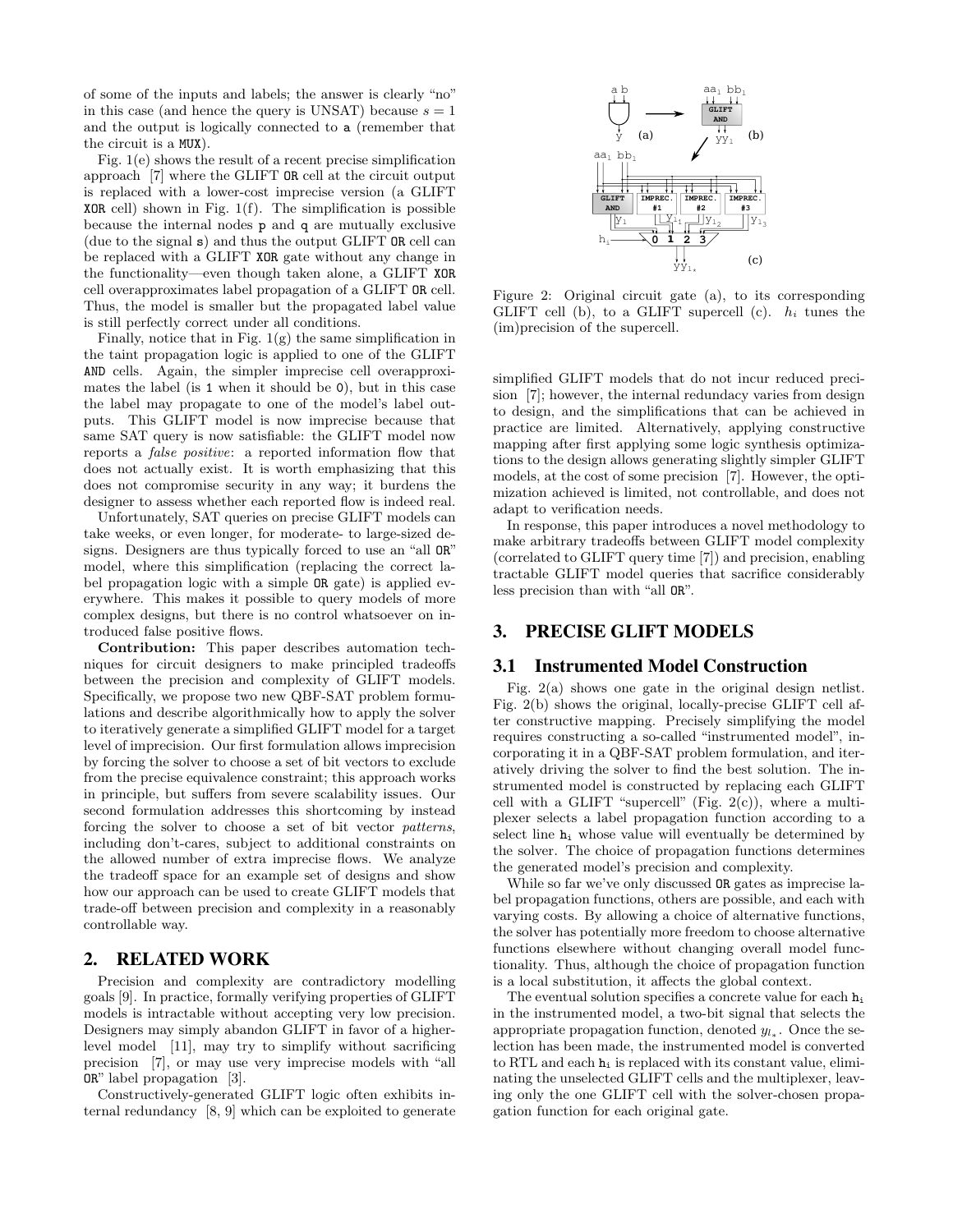of some of the inputs and labels; the answer is clearly "no" in this case (and hence the query is UNSAT) because $s = 1$ and the output is logically connected to a (remember that the circuit is a MUX).

Fig. 1(e) shows the result of a recent precise simplification approach [7] where the GLIFT OR cell at the circuit output is replaced with a lower-cost imprecise version (a GLIFT XOR cell) shown in Fig. 1(f). The simplification is possible because the internal nodes p and q are mutually exclusive (due to the signal s) and thus the output GLIFT OR cell can be replaced with a GLIFT XOR gate without any change in the functionality—even though taken alone, a GLIFT XOR cell overapproximates label propagation of a GLIFT OR cell. Thus, the model is smaller but the propagated label value is still perfectly correct under all conditions.

Finally, notice that in Fig. 1(g) the same simplification in the taint propagation logic is applied to one of the GLIFT AND cells. Again, the simpler imprecise cell overapproximates the label (is 1 when it should be 0), but in this case the label may propagate to one of the model's label outputs. This GLIFT model is now imprecise because that same SAT query is now satisfiable: the GLIFT model now reports a *false positive*: a reported information flow that does not actually exist. It is worth emphasizing that this does not compromise security in any way; it burdens the designer to assess whether each reported flow is indeed real.

Unfortunately, SAT queries on precise GLIFT models can take weeks, or even longer, for moderate- to large-sized designs. Designers are thus typically forced to use an "all OR" model, where this simplification (replacing the correct label propagation logic with a simple OR gate) is applied everywhere. This makes it possible to query models of more complex designs, but there is no control whatsoever on introduced false positive flows.

**Contribution:** This paper describes automation techniques for circuit designers to make principled tradeoffs between the precision and complexity of GLIFT models. Specifically, we propose two new QBF-SAT problem formulations and describe algorithmically how to apply the solver to iteratively generate a simplified GLIFT model for a target level of imprecision. Our first formulation allows imprecision by forcing the solver to choose a set of bit vectors to exclude from the precise equivalence constraint; this approach works in principle, but suffers from severe scalability issues. Our second formulation addresses this shortcoming by instead forcing the solver to choose a set of bit vector *patterns*, including don't-cares, subject to additional constraints on the allowed number of extra imprecise flows. We analyze the tradeoff space for an example set of designs and show how our approach can be used to create GLIFT models that trade-off between precision and complexity in a reasonably controllable way.

## 2. RELATED WORK

Precision and complexity are contradictory modelling goals [9]. In practice, formally verifying properties of GLIFT models is intractable without accepting very low precision. Designers may simply abandon GLIFT in favor of a higher-level model [11], may try to simplify without sacrificing precision [7], or may use very imprecise models with "all OR" label propagation [3].

Constructively-generated GLIFT logic often exhibits internal redundancy [8, 9] which can be exploited to generate simplified GLIFT models that do not incur reduced precision [7]; however, the internal redundancy varies from design to design, and the simplifications that can be achieved in practice are limited. Alternatively, applying constructive mapping after first applying some logic synthesis optimizations to the design allows generating slightly simpler GLIFT models, at the cost of some precision [7]. However, the optimization achieved is limited, not controllable, and does not adapt to verification needs.

In response, this paper introduces a novel methodology to make arbitrary tradeoffs between GLIFT model complexity (correlated to GLIFT query time [7]) and precision, enabling tractable GLIFT model queries that sacrifice considerably less precision than with "all OR".

Figure 2: Original circuit gate (a), to its corresponding GLIFT cell (b), to a GLIFT supercell (c). $h_i$ tunes the (im)precision of the supercell.

## 3. PRECISE GLIFT MODELS

### 3.1 Instrumented Model Construction

Fig. 2(a) shows one gate in the original design netlist. Fig. 2(b) shows the original, locally-precise GLIFT cell after constructive mapping. Precisely simplifying the model requires constructing a so-called "instrumented model", incorporating it in a QBF-SAT problem formulation, and iteratively driving the solver to find the best solution. The instrumented model is constructed by replacing each GLIFT cell with a GLIFT "supercell" (Fig. 2(c)), where a multiplexer selects a label propagation function according to a select line $h_i$ whose value will eventually be determined by the solver. The choice of propagation functions determines the generated model's precision and complexity.

While so far we've only discussed OR gates as imprecise label propagation functions, others are possible, and each with varying costs. By allowing a choice of alternative functions, the solver has potentially more freedom to choose alternative functions elsewhere without changing overall model functionality. Thus, although the choice of propagation function is a local substitution, it affects the global context.

The eventual solution specifies a concrete value for each $h_i$ in the instrumented model, a two-bit signal that selects the appropriate propagation function, denoted $y_{l_*}$. Once the selection has been made, the instrumented model is converted to RTL and each $h_i$ is replaced with its constant value, eliminating the unselected GLIFT cells and the multiplexer, leaving only the one GLIFT cell with the solver-chosen propagation function for each original gate.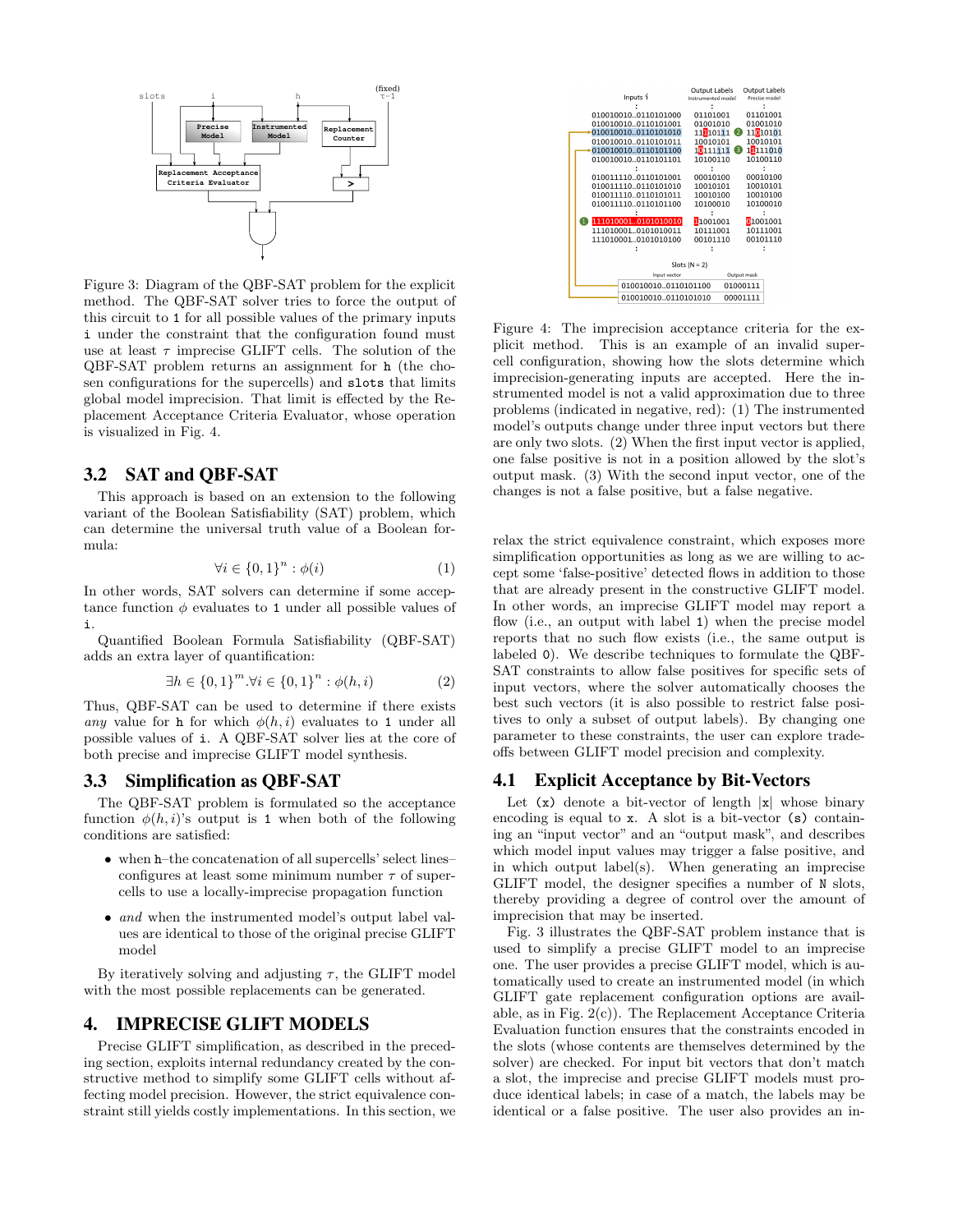Figure 3: Diagram of the QBF-SAT problem for the explicit method. The QBF-SAT solver tries to force the output of this circuit to 1 for all possible values of the primary inputs i under the constraint that the configuration found must use at least $\tau$ imprecise GLIFT cells. The solution of the QBF-SAT problem returns an assignment for h (the chosen configurations for the supercells) and slots that limits global model imprecision. That limit is effected by the Replacement Acceptance Criteria Evaluator, whose operation is visualized in Fig. 4.

## 3.2 SAT and QBF-SAT

This approach is based on an extension to the following variant of the Boolean Satisfiability (SAT) problem, which can determine the universal truth value of a Boolean formula:

$$\forall i \in \{0,1\}^n : \phi(i) \tag{1}$$

In other words, SAT solvers can determine if some acceptance function $\phi$ evaluates to 1 under all possible values of i.

Quantified Boolean Formula Satisfiability (QBF-SAT) adds an extra layer of quantification:

$$\exists h \in \{0,1\}^m . \forall i \in \{0,1\}^n : \phi(h,i) \tag{2}$$

Thus, QBF-SAT can be used to determine if there exists *any* value for h for which $\phi(h,i)$ evaluates to 1 under all possible values of i. A QBF-SAT solver lies at the core of both precise and imprecise GLIFT model synthesis.

## 3.3 Simplification as QBF-SAT

The QBF-SAT problem is formulated so the acceptance function $\phi(h,i)$'s output is 1 when both of the following conditions are satisfied:

- when h–the concatenation of all supercells' select lines–configures at least some minimum number $\tau$ of supercells to use a locally-imprecise propagation function
- *and* when the instrumented model's output label values are identical to those of the original precise GLIFT model

By iteratively solving and adjusting $\tau$, the GLIFT model with the most possible replacements can be generated.

# 4. IMPRECISE GLIFT MODELS

Precise GLIFT simplification, as described in the preceding section, exploits internal redundancy created by the constructive method to simplify some GLIFT cells without affecting model precision. However, the strict equivalence constraint still yields costly implementations. In this section, we relax the strict equivalence constraint, which exposes more simplification opportunities as long as we are willing to accept some 'false-positive' detected flows in addition to those that are already present in the constructive GLIFT model. In other words, an imprecise GLIFT model may report a flow (i.e., an output with label 1) when the precise model reports that no such flow exists (i.e., the same output is labeled 0). We describe techniques to formulate the QBF-SAT constraints to allow false positives for specific sets of input vectors, where the solver automatically chooses the best such vectors (it is also possible to restrict false positives to only a subset of output labels). By changing one parameter to these constraints, the user can explore tradeoffs between GLIFT model precision and complexity.

Figure 4: The imprecision acceptance criteria for the explicit method. This is an example of an invalid supercell configuration, showing how the slots determine which imprecision-generating inputs are accepted. Here the instrumented model is not a valid approximation due to three problems (indicated in negative, red): (1) The instrumented model's outputs change under three input vectors but there are only two slots. (2) When the first input vector is applied, one false positive is not in a position allowed by the slot's output mask. (3) With the second input vector, one of the changes is not a false positive, but a false negative.

## 4.1 Explicit Acceptance by Bit-Vectors

Let (x) denote a bit-vector of length |x| whose binary encoding is equal to x. A slot is a bit-vector (s) containing an "input vector" and an "output mask", and describes which model input values may trigger a false positive, and in which output label(s). When generating an imprecise GLIFT model, the designer specifies a number of N slots, thereby providing a degree of control over the amount of imprecision that may be inserted.

Fig. 3 illustrates the QBF-SAT problem instance that is used to simplify a precise GLIFT model to an imprecise one. The user provides a precise GLIFT model, which is automatically used to create an instrumented model (in which GLIFT gate replacement configuration options are available, as in Fig. 2(c)). The Replacement Acceptance Criteria Evaluation function ensures that the constraints encoded in the slots (whose contents are themselves determined by the solver) are checked. For input bit vectors that don't match a slot, the imprecise and precise GLIFT models must produce identical labels; in case of a match, the labels may be identical or a false positive. The user also provides an in-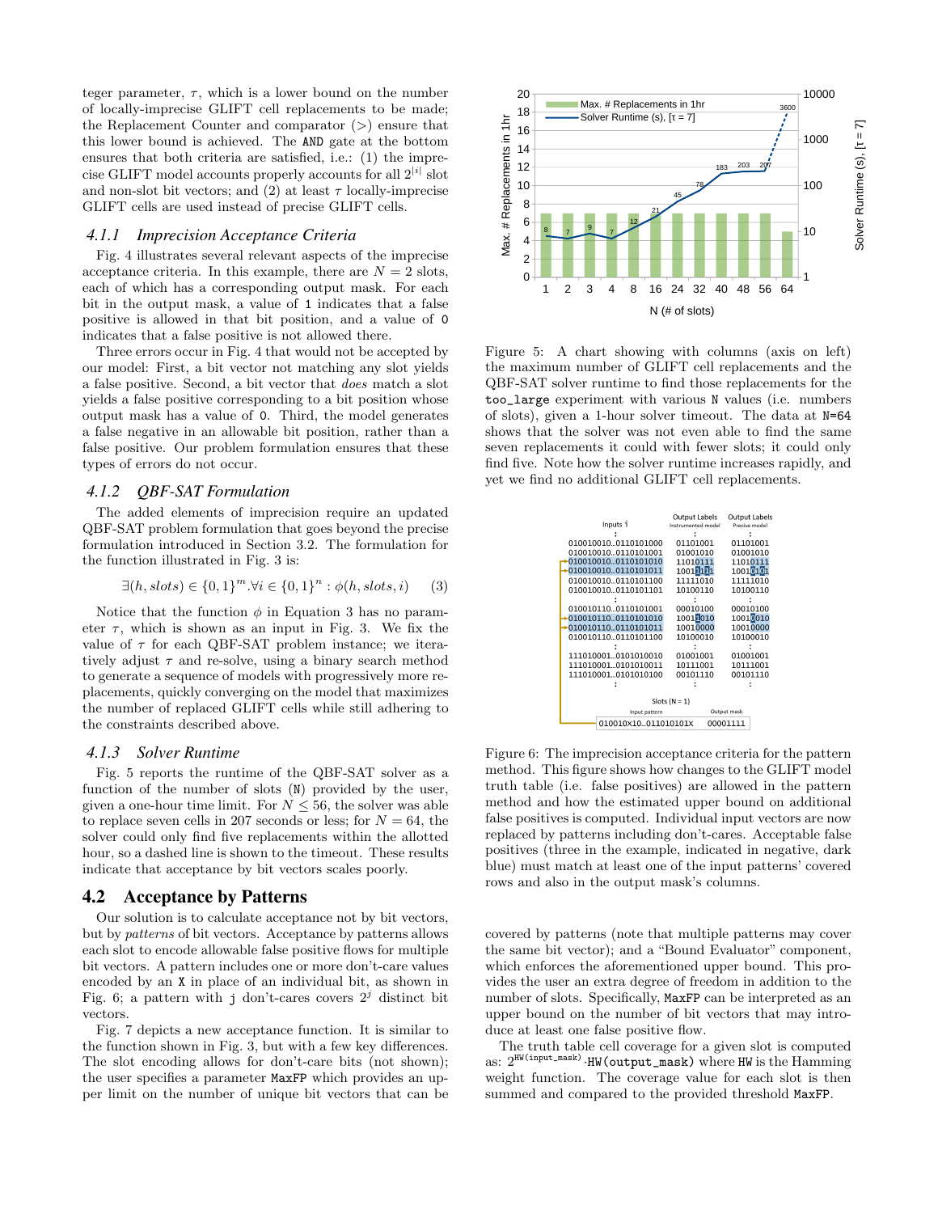teger parameter, $\tau$, which is a lower bound on the number of locally-imprecise GLIFT cell replacements to be made; the Replacement Counter and comparator ($>$) ensure that this lower bound is achieved. The `AND` gate at the bottom ensures that both criteria are satisfied, i.e.: (1) the imprecise GLIFT model accounts properly accounts for all $2^{|i|}$ slot and non-slot bit vectors; and (2) at least $\tau$ locally-imprecise GLIFT cells are used instead of precise GLIFT cells.

### 4.1.1 Imprecision Acceptance Criteria

Fig. 4 illustrates several relevant aspects of the imprecise acceptance criteria. In this example, there are $N = 2$ slots, each of which has a corresponding output mask. For each bit in the output mask, a value of `1` indicates that a false positive is allowed in that bit position, and a value of `0` indicates that a false positive is not allowed there.

Three errors occur in Fig. 4 that would not be accepted by our model: First, a bit vector not matching any slot yields a false positive. Second, a bit vector that *does* match a slot yields a false positive corresponding to a bit position whose output mask has a value of `0`. Third, the model generates a false negative in an allowable bit position, rather than a false positive. Our problem formulation ensures that these types of errors do not occur.

### 4.1.2 QBF-SAT Formulation

The added elements of imprecision require an updated QBF-SAT problem formulation that goes beyond the precise formulation introduced in Section 3.2. The formulation for the function illustrated in Fig. 3 is:

$$\exists (h, slots) \in \{0,1\}^m . \forall i \in \{0,1\}^n : \phi(h, slots, i) \quad (3)$$

Notice that the function $\phi$ in Equation 3 has no parameter $\tau$, which is shown as an input in Fig. 3. We fix the value of $\tau$ for each QBF-SAT problem instance; we iteratively adjust $\tau$ and re-solve, using a binary search method to generate a sequence of models with progressively more replacements, quickly converging on the model that maximizes the number of replaced GLIFT cells while still adhering to the constraints described above.

### 4.1.3 Solver Runtime

Fig. 5 reports the runtime of the QBF-SAT solver as a function of the number of slots (`N`) provided by the user, given a one-hour time limit. For $N \leq 56$, the solver was able to replace seven cells in 207 seconds or less; for $N = 64$, the solver could only find five replacements within the allotted hour, so a dashed line is shown to the timeout. These results indicate that acceptance by bit vectors scales poorly.

## 4.2 Acceptance by Patterns

Our solution is to calculate acceptance not by bit vectors, but by *patterns* of bit vectors. Acceptance by patterns allows each slot to encode allowable false positive flows for multiple bit vectors. A pattern includes one or more don't-care values encoded by an `X` in place of an individual bit, as shown in Fig. 6; a pattern with `j` don't-cares covers $2^j$ distinct bit vectors.

Fig. 7 depicts a new acceptance function. It is similar to the function shown in Fig. 3, but with a few key differences. The slot encoding allows for don't-care bits (not shown); the user specifies a parameter `MaxFP` which provides an upper limit on the number of unique bit vectors that can be covered by patterns (note that multiple patterns may cover the same bit vector); and a "Bound Evaluator" component, which enforces the aforementioned upper bound. This provides the user an extra degree of freedom in addition to the number of slots. Specifically, `MaxFP` can be interpreted as an upper bound on the number of bit vectors that may introduce at least one false positive flow.

The truth table cell coverage for a given slot is computed as: $2^{\texttt{HW(input\_mask)}} \cdot \texttt{HW(output\_mask)}$ where `HW` is the Hamming weight function. The coverage value for each slot is then summed and compared to the provided threshold `MaxFP`.

Figure 5: A chart showing with columns (axis on left) the maximum number of GLIFT cell replacements and the QBF-SAT solver runtime to find those replacements for the `too_large` experiment with various `N` values (i.e. numbers of slots), given a 1-hour solver timeout. The data at `N=64` shows that the solver was not even able to find the same seven replacements it could with fewer slots; it could only find five. Note how the solver runtime increases rapidly, and yet we find no additional GLIFT cell replacements.

Figure 6: The imprecision acceptance criteria for the pattern method. This figure shows how changes to the GLIFT model truth table (i.e. false positives) are allowed in the pattern method and how the estimated upper bound on additional false positives is computed. Individual input vectors are now replaced by patterns including don't-cares. Acceptable false positives (three in the example, indicated in negative, dark blue) must match at least one of the input patterns' covered rows and also in the output mask's columns.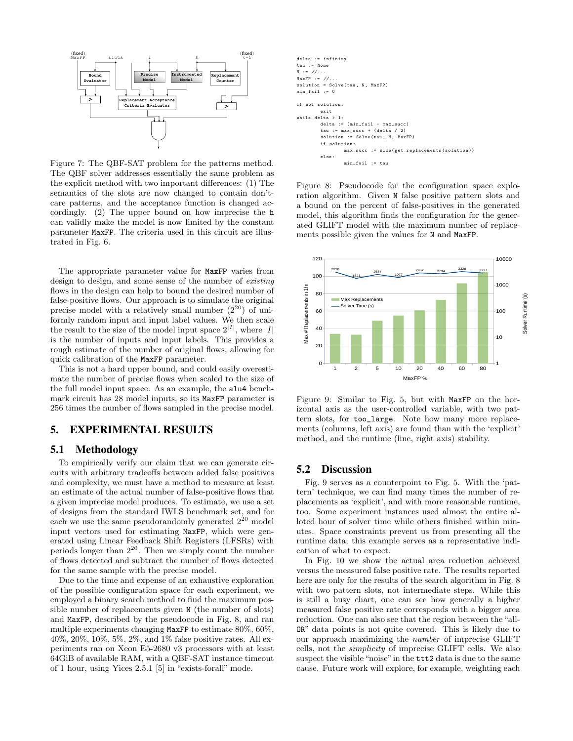Figure 7: The QBF-SAT problem for the patterns method. The QBF solver addresses essentially the same problem as the explicit method with two important differences: (1) The semantics of the slots are now changed to contain don't-care patterns, and the acceptance function is changed accordingly. (2) The upper bound on how imprecise the `h` can validly make the model is now limited by the constant parameter `MaxFP`. The criteria used in this circuit are illustrated in Fig. 6.

The appropriate parameter value for `MaxFP` varies from design to design, and some sense of the number of *existing* flows in the design can help to bound the desired number of false-positive flows. Our approach is to simulate the original precise model with a relatively small number ($2^{20}$) of uniformly random input and input label values. We then scale the result to the size of the model input space $2^{|I|}$, where $|I|$ is the number of inputs and input labels. This provides a rough estimate of the number of original flows, allowing for quick calibration of the `MaxFP` parameter.

This is not a hard upper bound, and could easily overestimate the number of precise flows when scaled to the size of the full model input space. As an example, the `alu4` benchmark circuit has 28 model inputs, so its `MaxFP` parameter is 256 times the number of flows sampled in the precise model.

## 5. EXPERIMENTAL RESULTS

### 5.1 Methodology

To empirically verify our claim that we can generate circuits with arbitrary tradeoffs between added false positives and complexity, we must have a method to measure at least an estimate of the actual number of false-positive flows that a given imprecise model produces. To estimate, we use a set of designs from the standard IWLS benchmark set, and for each we use the same pseudorandomly generated $2^{20}$ model input vectors used for estimating `MaxFP`, which were generated using Linear Feedback Shift Registers (LFSRs) with periods longer than $2^{20}$. Then we simply count the number of flows detected and subtract the number of flows detected for the same sample with the precise model.

Due to the time and expense of an exhaustive exploration of the possible configuration space for each experiment, we employed a binary search method to find the maximum possible number of replacements given `N` (the number of slots) and `MaxFP`, described by the pseudocode in Fig. 8, and ran multiple experiments changing `MaxFP` to estimate 80%, 60%, 40%, 20%, 10%, 5%, 2%, and 1% false positive rates. All experiments ran on Xeon E5-2680 v3 processors with at least 64GiB of available RAM, with a QBF-SAT instance timeout of 1 hour, using Yices 2.5.1 [5] in "exists-forall" mode.

```
delta := infinity
tau := None
N := //...
MaxFP := //...
solution = Solve(tau, N, MaxFP)
min_fail := 0

if not solution:
        exit
while delta > 1:
        delta := (min_fail - max_succ)
        tau := max_succ + (delta / 2)
        solution := Solve(tau, N, MaxFP)
        if solution:
                max_succ := size(get_replacements(solution))
        else:
                min_fail := tau
```

Figure 8: Pseudocode for the configuration space exploration algorithm. Given `N` false positive pattern slots and a bound on the percent of false-positives in the generated model, this algorithm finds the configuration for the generated GLIFT model with the maximum number of replacements possible given the values for `N` and `MaxFP`.

Figure 9: Similar to Fig. 5, but with `MaxFP` on the horizontal axis as the user-controlled variable, with two pattern slots, for `too_large`. Note how many more replacements (columns, left axis) are found than with the 'explicit' method, and the runtime (line, right axis) stability.

### 5.2 Discussion

Fig. 9 serves as a counterpoint to Fig. 5. With the 'pattern' technique, we can find many times the number of replacements as 'explicit', and with more reasonable runtime, too. Some experiment instances used almost the entire alloted hour of solver time while others finished within minutes. Space constraints prevent us from presenting all the runtime data; this example serves as a representative indication of what to expect.

In Fig. 10 we show the actual area reduction achieved versus the measured false positive rate. The results reported here are only for the results of the search algorithm in Fig. 8 with two pattern slots, not intermediate steps. While this is still a busy chart, one can see how generally a higher measured false positive rate corresponds with a bigger area reduction. One can also see that the region between the "all-`OR`" data points is not quite covered. This is likely due to our approach maximizing the *number* of imprecise GLIFT cells, not the *simplicity* of imprecise GLIFT cells. We also suspect the visible "noise" in the `ttt2` data is due to the same cause. Future work will explore, for example, weighting each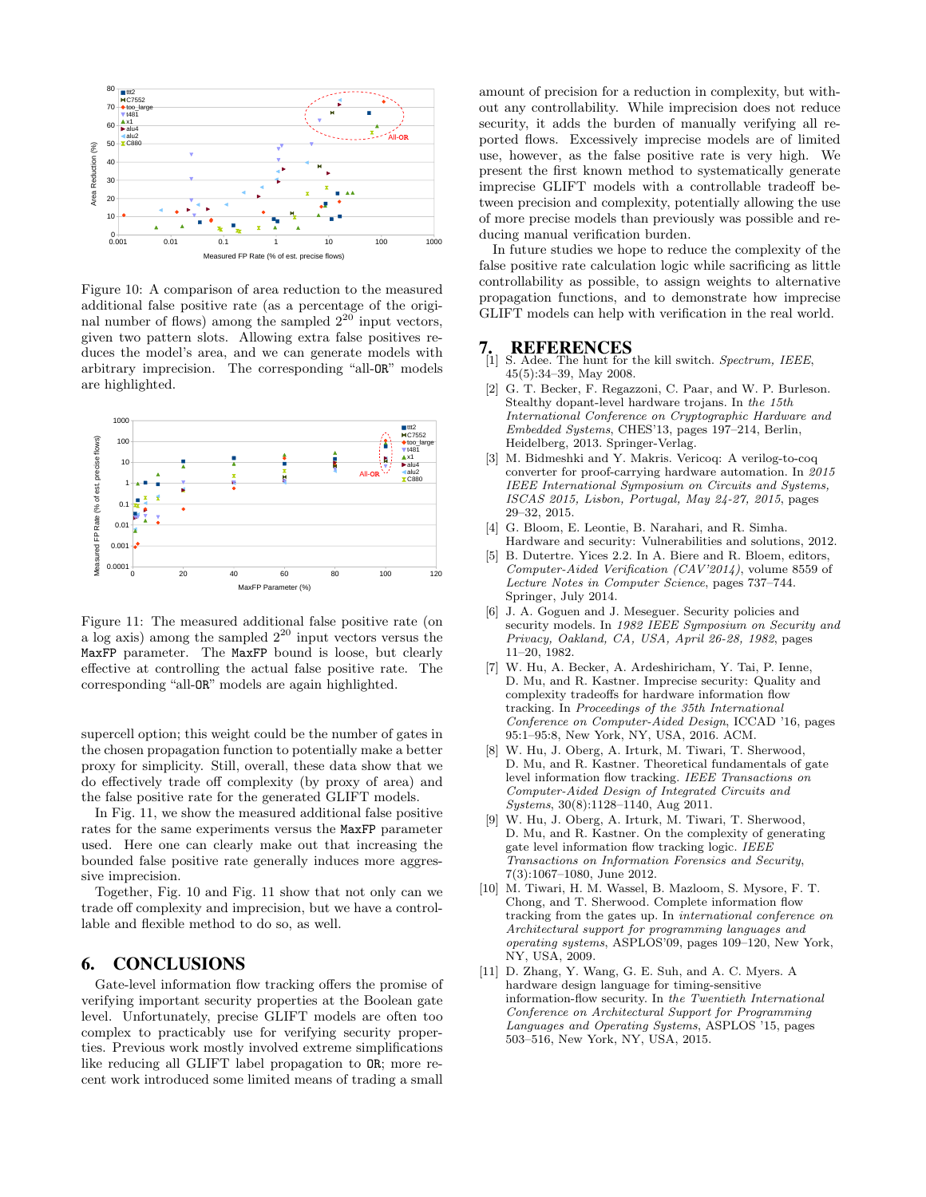80
70
60
50
40
30
20
10
0
Area Reduction (%)
0.001 0.01 0.1 1 10 100 1000
Measured FP Rate (% of est. precise flows)
ttt2
C7552
too_large
t481
x1
alu4
alu2
C880
All-OR

Figure 10: A comparison of area reduction to the measured additional false positive rate (as a percentage of the original number of flows) among the sampled $2^{20}$ input vectors, given two pattern slots. Allowing extra false positives reduces the model's area, and we can generate models with arbitrary imprecision. The corresponding "all-OR" models are highlighted.

1000
100
10
1
0.1
0.01
0.001
0.0001
Measured FP Rate (% of est. precise flows)
0 20 40 60 80 100 120
MaxFP Parameter (%)
ttt2
C7552
too_large
t481
x1
alu4
alu2
C880
All-OR

Figure 11: The measured additional false positive rate (on a log axis) among the sampled $2^{20}$ input vectors versus the MaxFP parameter. The MaxFP bound is loose, but clearly effective at controlling the actual false positive rate. The corresponding "all-OR" models are again highlighted.

supercell option; this weight could be the number of gates in the chosen propagation function to potentially make a better proxy for simplicity. Still, overall, these data show that we do effectively trade off complexity (by proxy of area) and the false positive rate for the generated GLIFT models.

In Fig. 11, we show the measured additional false positive rates for the same experiments versus the MaxFP parameter used. Here one can clearly make out that increasing the bounded false positive rate generally induces more aggressive imprecision.

Together, Fig. 10 and Fig. 11 show that not only can we trade off complexity and imprecision, but we have a controllable and flexible method to do so, as well.

## 6. CONCLUSIONS

Gate-level information flow tracking offers the promise of verifying important security properties at the Boolean gate level. Unfortunately, precise GLIFT models are often too complex to practicably use for verifying security properties. Previous work mostly involved extreme simplifications like reducing all GLIFT label propagation to OR; more recent work introduced some limited means of trading a small amount of precision for a reduction in complexity, but without any controllability. While imprecision does not reduce security, it adds the burden of manually verifying all reported flows. Excessively imprecise models are of limited use, however, as the false positive rate is very high. We present the first known method to systematically generate imprecise GLIFT models with a controllable tradeoff between precision and complexity, potentially allowing the use of more precise models than previously was possible and reducing manual verification burden.

In future studies we hope to reduce the complexity of the false positive rate calculation logic while sacrificing as little controllability as possible, to assign weights to alternative propagation functions, and to demonstrate how imprecise GLIFT models can help with verification in the real world.

## 7. REFERENCES

[1] S. Adee. The hunt for the kill switch. *Spectrum, IEEE*, 45(5):34–39, May 2008.

[2] G. T. Becker, F. Regazzoni, C. Paar, and W. P. Burleson. Stealthy dopant-level hardware trojans. In *the 15th International Conference on Cryptographic Hardware and Embedded Systems*, CHES'13, pages 197–214, Berlin, Heidelberg, 2013. Springer-Verlag.

[3] M. Bidmeshki and Y. Makris. Vericoq: A verilog-to-coq converter for proof-carrying hardware automation. In *2015 IEEE International Symposium on Circuits and Systems, ISCAS 2015, Lisbon, Portugal, May 24-27, 2015*, pages 29–32, 2015.

[4] G. Bloom, E. Leontie, B. Narahari, and R. Simha. Hardware and security: Vulnerabilities and solutions, 2012.

[5] B. Dutertre. Yices 2.2. In A. Biere and R. Bloem, editors, *Computer-Aided Verification (CAV'2014)*, volume 8559 of *Lecture Notes in Computer Science*, pages 737–744. Springer, July 2014.

[6] J. A. Goguen and J. Meseguer. Security policies and security models. In *1982 IEEE Symposium on Security and Privacy, Oakland, CA, USA, April 26-28, 1982*, pages 11–20, 1982.

[7] W. Hu, A. Becker, A. Ardeshiricham, Y. Tai, P. Ienne, D. Mu, and R. Kastner. Imprecise security: Quality and complexity tradeoffs for hardware information flow tracking. In *Proceedings of the 35th International Conference on Computer-Aided Design*, ICCAD '16, pages 95:1–95:8, New York, NY, USA, 2016. ACM.

[8] W. Hu, J. Oberg, A. Irturk, M. Tiwari, T. Sherwood, D. Mu, and R. Kastner. Theoretical fundamentals of gate level information flow tracking. *IEEE Transactions on Computer-Aided Design of Integrated Circuits and Systems*, 30(8):1128–1140, Aug 2011.

[9] W. Hu, J. Oberg, A. Irturk, M. Tiwari, T. Sherwood, D. Mu, and R. Kastner. On the complexity of generating gate level information flow tracking logic. *IEEE Transactions on Information Forensics and Security*, 7(3):1067–1080, June 2012.

[10] M. Tiwari, H. M. Wassel, B. Mazloom, S. Mysore, F. T. Chong, and T. Sherwood. Complete information flow tracking from the gates up. In *international conference on Architectural support for programming languages and operating systems*, ASPLOS'09, pages 109–120, New York, NY, USA, 2009.

[11] D. Zhang, Y. Wang, G. E. Suh, and A. C. Myers. A hardware design language for timing-sensitive information-flow security. In *the Twentieth International Conference on Architectural Support for Programming Languages and Operating Systems*, ASPLOS '15, pages 503–516, New York, NY, USA, 2015.